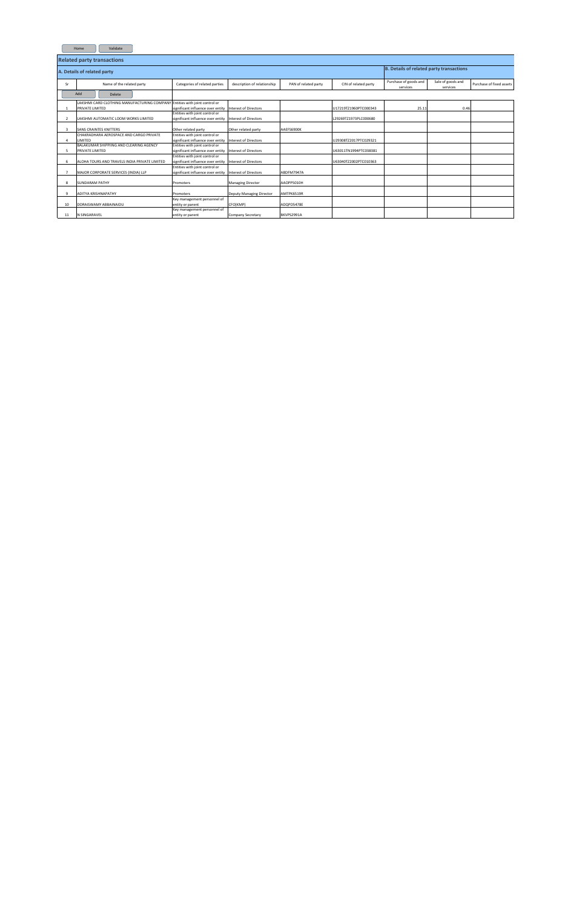Home Validate

## Related party transactions

| A. Details of related party | | | | | | B. Details of related party transactions | | |
|---|---|---|---|---|---|---|---|---|
| Sr | Name of the related party | Categories of related parties | description of relationship | PAN of related party | CIN of related party | Purchase of goods and services | Sale of goods and services | Purchase of fixed assets |
| Add | Delete | | | | | | | |
| 1 | LAKSHMI CARD CLOTHING MANUFACTURING COMPANY PRIVATE LIMITED | Entities with joint control or significant influence over entity | Interest of Directors | | U17219TZ1960PTC000343 | 25.11 | 0.46 | |
| 2 | LAKSHMI AUTOMATIC LOOM WORKS LIMITED | Entities with joint control or significant influence over entity | Interest of Directors | | L29269TZ1973PLC000680 | | | |
| 3 | SANS CRAINTES KNITTERS | Other related party | Other related party | AAEFS6900K | | | | |
| 4 | CHAKRADHARA AEROSPACE AND CARGO PRIVATE LIMITED | Entities with joint control or significant influence over entity | Interest of Directors | | U29308TZ2017PTC029321 | | | |
| 5 | BALAKUMAR SHIPPING AND CLEARING AGENCY PRIVATE LIMITED | Entities with joint control or significant influence over entity | Interest of Directors | | U63011TN1994PTC098381 | | | |
| 6 | ALOHA TOURS AND TRAVELS INDIA PRIVATE LIMITED | Entities with joint control or significant influence over entity | Interest of Directors | | U63040TZ2002PTC010363 | | | |
| 7 | MAJOR CORPORATE SERVICES (INDIA) LLP | Entities with joint control or significant influence over entity | Interest of Directors | ABDFM7947A | | | | |
| 8 | SUNDARAM PATHY | Promoters | Managing Director | AADPP5010H | | | | |
| 9 | ADITYA KRISHNAPATHY | Promoters | Deputy Managing Director | AMTPK6519R | | | | |
| 10 | DORAISWAMY ABBAINAIDU | Key management personnel of entity or parent | CFO(KMP) | ADQPD5478E | | | | |
| 11 | N SINGARAVEL | Key management personnel of entity or parent | Company Secretary | BKVPS2991A | | | | |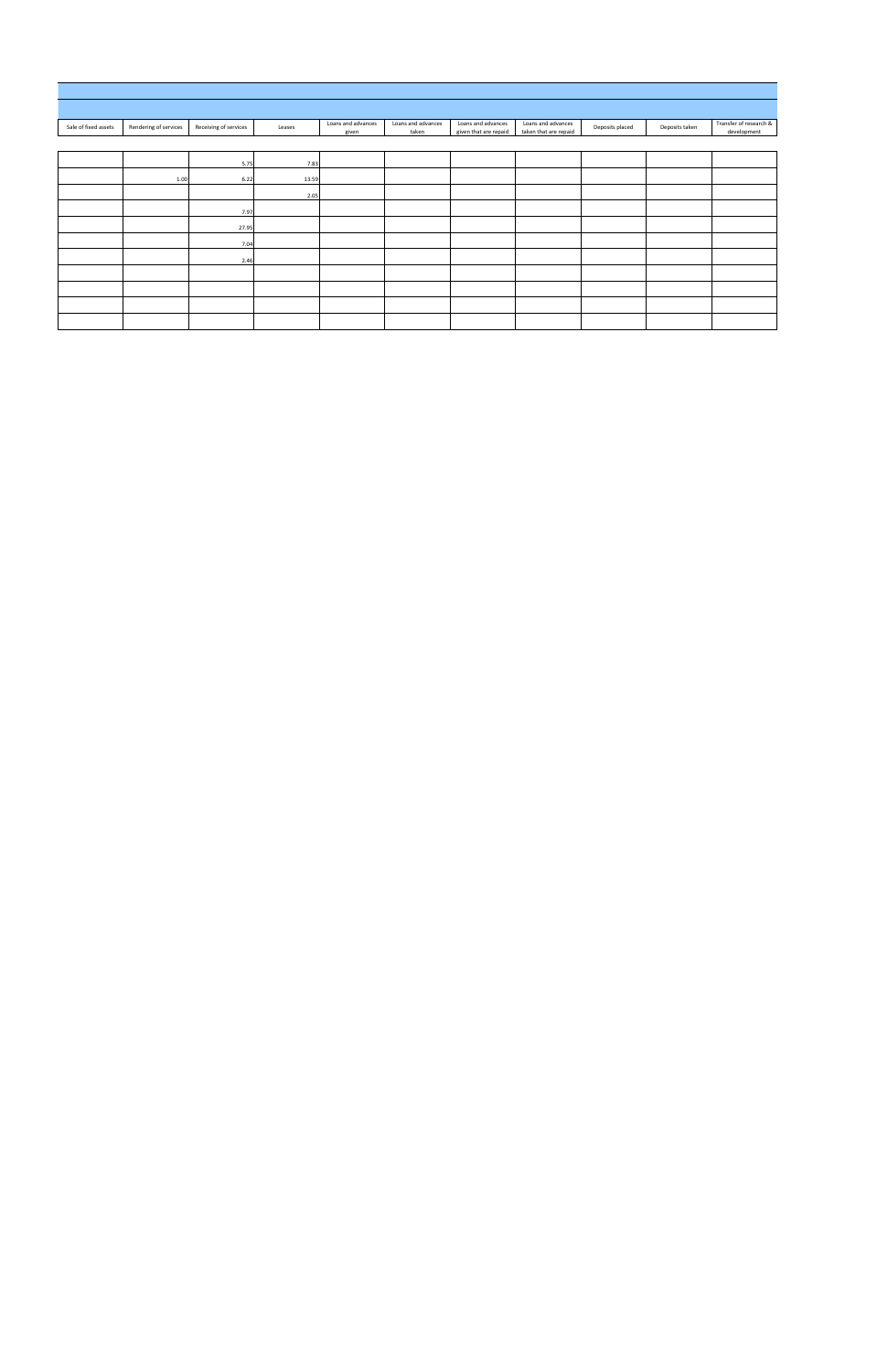| Sale of fixed assets | Rendering of services | Receiving of services | Leases | Loans and advances given | Loans and advances taken | Loans and advances given that are repaid | Loans and advances taken that are repaid | Deposits placed | Deposits taken | Transfer of research & development |
|---|---|---|---|---|---|---|---|---|---|---|
| | | 5.75 | 7.83 | | | | | | | |
| | 1.00 | 6.22 | 13.59 | | | | | | | |
| | | | 2.05 | | | | | | | |
| | | 7.97 | | | | | | | | |
| | | 27.95 | | | | | | | | |
| | | 7.04 | | | | | | | | |
| | | 2.46 | | | | | | | | |
| | | | | | | | | | | |
| | | | | | | | | | | |
| | | | | | | | | | | |
| | | | | | | | | | | |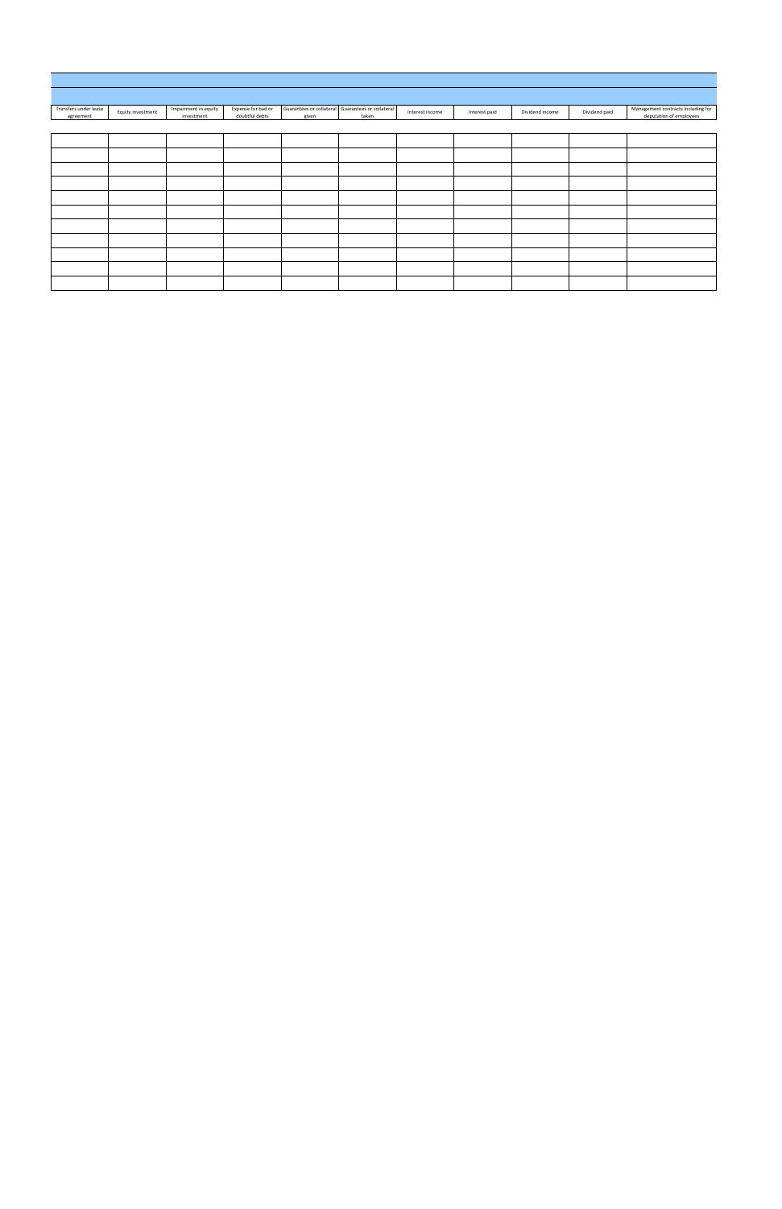| Transfers under lease agreement | Equity investment | Impairment in equity investment | Expense for bad or doubtful debts | Guarantees or collateral given | Guarantees or collateral taken | Interest income | Interest paid | Dividend income | Dividend paid | Management contracts including for deputation of employees |
|---|---|---|---|---|---|---|---|---|---|---|
| | | | | | | | | | | |
| | | | | | | | | | | |
| | | | | | | | | | | |
| | | | | | | | | | | |
| | | | | | | | | | | |
| | | | | | | | | | | |
| | | | | | | | | | | |
| | | | | | | | | | | |
| | | | | | | | | | | |
| | | | | | | | | | | |
| | | | | | | | | | | |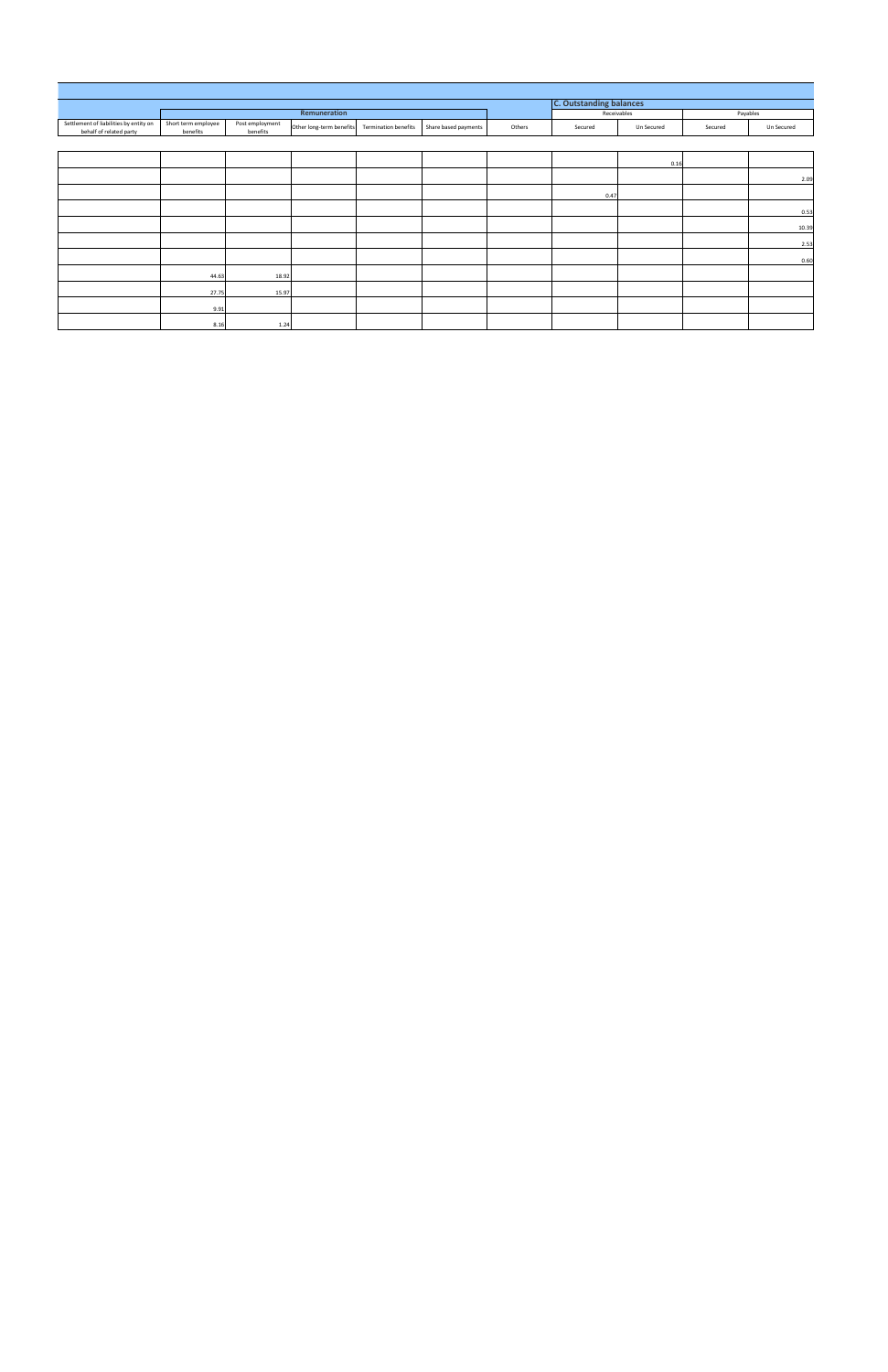| | Remuneration | | | | | | C. Outstanding balances | | | |
|---|---|---|---|---|---|---|---|---|---|---|
| | | | | | | | Receivables | | Payables | |
| Settlement of liabilities by entity on behalf of related party | Short term employee benefits | Post employment benefits | Other long-term benefits | Termination benefits | Share based payments | Others | Secured | Un Secured | Secured | Un Secured |
| | | | | | | | | 0.16 | | |
| | | | | | | | | | | 2.09 |
| | | | | | | | 0.47 | | | |
| | | | | | | | | | | 0.53 |
| | | | | | | | | | | 10.39 |
| | | | | | | | | | | 2.53 |
| | | | | | | | | | | 0.60 |
| | 44.63 | 18.92 | | | | | | | | |
| | 27.75 | 15.97 | | | | | | | | |
| | 9.91 | | | | | | | | | |
| | 8.16 | 1.24 | | | | | | | | |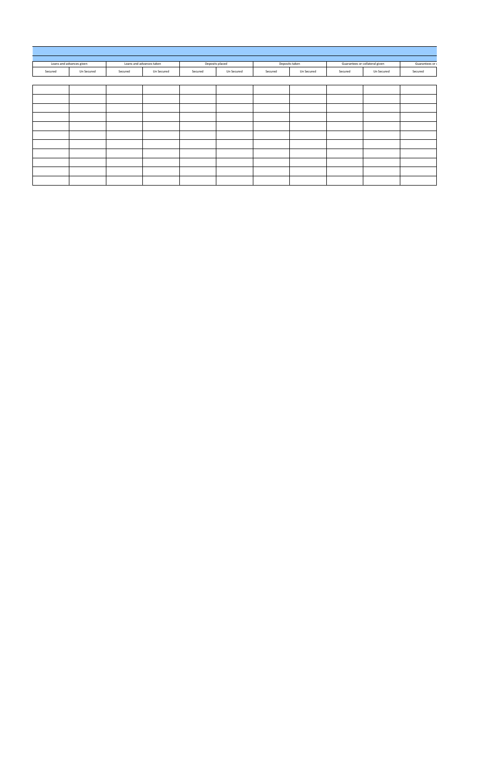| Loans and advances given | | Loans and advances taken | | Deposits placed | | Deposits taken | | Guarantees or collateral given | | Guarantees or c |
|---|---|---|---|---|---|---|---|---|---|---|
| Secured | Un Secured | Secured | Un Secured | Secured | Un Secured | Secured | Un Secured | Secured | Un Secured | Secured |
| | | | | | | | | | | |
| | | | | | | | | | | |
| | | | | | | | | | | |
| | | | | | | | | | | |
| | | | | | | | | | | |
| | | | | | | | | | | |
| | | | | | | | | | | |
| | | | | | | | | | | |
| | | | | | | | | | | |
| | | | | | | | | | | |
| | | | | | | | | | | |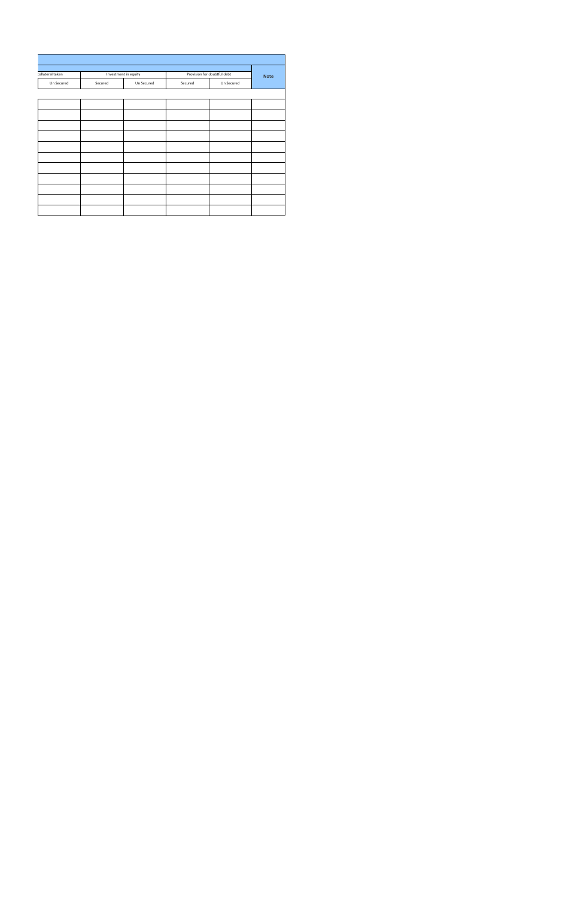| collateral taken | Investment in equity | | Provision for doubtful debt | | Note |
|---|---|---|---|---|---|
| Un Secured | Secured | Un Secured | Secured | Un Secured | |
| | | | | | |
| | | | | | |
| | | | | | |
| | | | | | |
| | | | | | |
| | | | | | |
| | | | | | |
| | | | | | |
| | | | | | |
| | | | | | |
| | | | | | |
| | | | | | |